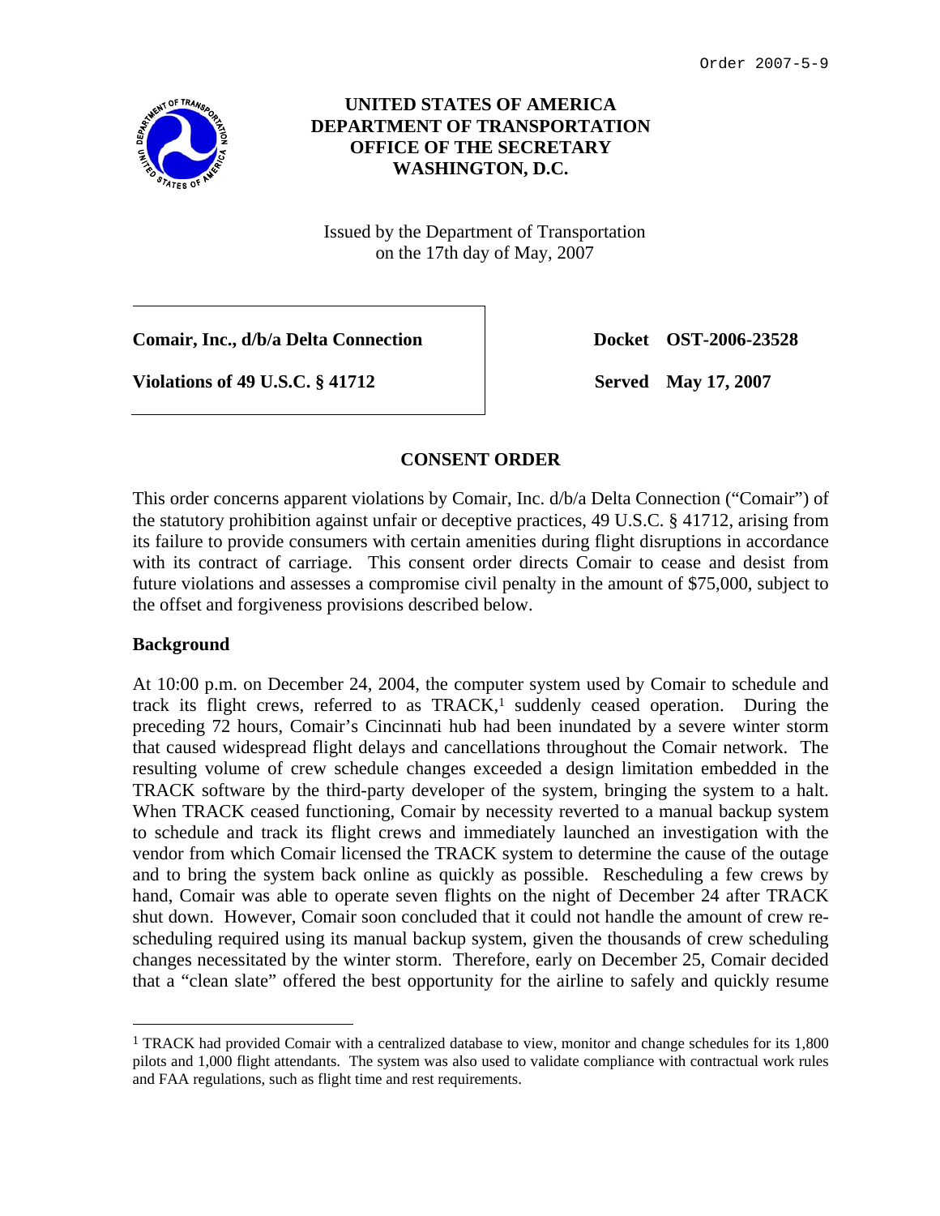Order 2007-5-9

**UNITED STATES OF AMERICA**
**DEPARTMENT OF TRANSPORTATION**
**OFFICE OF THE SECRETARY**
**WASHINGTON, D.C.**

Issued by the Department of Transportation
on the 17th day of May, 2007

| | |
|---|---|
| **Comair, Inc., d/b/a Delta Connection** | **Docket OST-2006-23528** |
| **Violations of 49 U.S.C. § 41712** | **Served May 17, 2007** |

## CONSENT ORDER

This order concerns apparent violations by Comair, Inc. d/b/a Delta Connection ("Comair") of the statutory prohibition against unfair or deceptive practices, 49 U.S.C. § 41712, arising from its failure to provide consumers with certain amenities during flight disruptions in accordance with its contract of carriage. This consent order directs Comair to cease and desist from future violations and assesses a compromise civil penalty in the amount of $75,000, subject to the offset and forgiveness provisions described below.

### Background

At 10:00 p.m. on December 24, 2004, the computer system used by Comair to schedule and track its flight crews, referred to as TRACK,[1] suddenly ceased operation. During the preceding 72 hours, Comair's Cincinnati hub had been inundated by a severe winter storm that caused widespread flight delays and cancellations throughout the Comair network. The resulting volume of crew schedule changes exceeded a design limitation embedded in the TRACK software by the third-party developer of the system, bringing the system to a halt. When TRACK ceased functioning, Comair by necessity reverted to a manual backup system to schedule and track its flight crews and immediately launched an investigation with the vendor from which Comair licensed the TRACK system to determine the cause of the outage and to bring the system back online as quickly as possible. Rescheduling a few crews by hand, Comair was able to operate seven flights on the night of December 24 after TRACK shut down. However, Comair soon concluded that it could not handle the amount of crew re-scheduling required using its manual backup system, given the thousands of crew scheduling changes necessitated by the winter storm. Therefore, early on December 25, Comair decided that a "clean slate" offered the best opportunity for the airline to safely and quickly resume

[1] TRACK had provided Comair with a centralized database to view, monitor and change schedules for its 1,800 pilots and 1,000 flight attendants. The system was also used to validate compliance with contractual work rules and FAA regulations, such as flight time and rest requirements.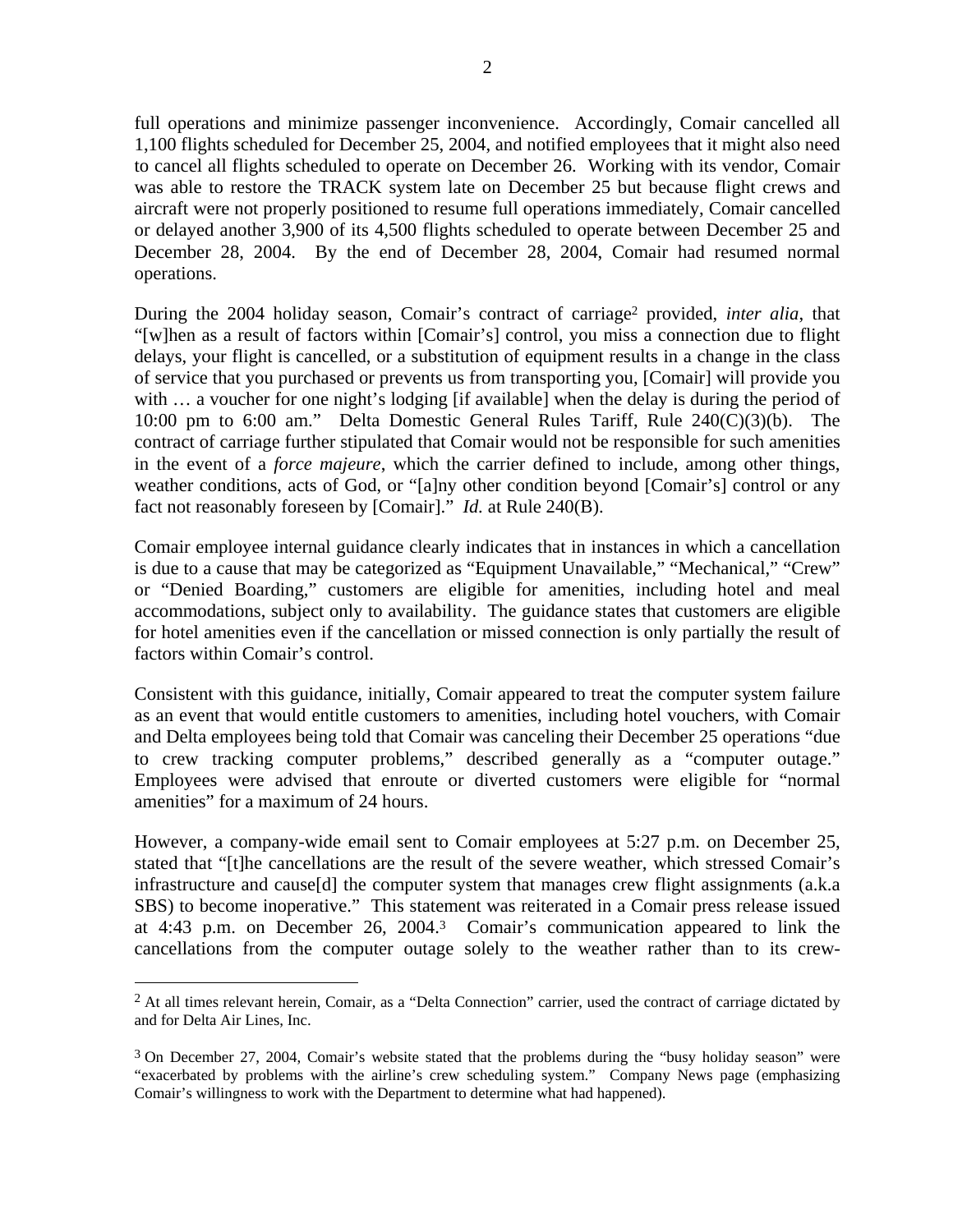full operations and minimize passenger inconvenience. Accordingly, Comair cancelled all 1,100 flights scheduled for December 25, 2004, and notified employees that it might also need to cancel all flights scheduled to operate on December 26. Working with its vendor, Comair was able to restore the TRACK system late on December 25 but because flight crews and aircraft were not properly positioned to resume full operations immediately, Comair cancelled or delayed another 3,900 of its 4,500 flights scheduled to operate between December 25 and December 28, 2004. By the end of December 28, 2004, Comair had resumed normal operations.

During the 2004 holiday season, Comair's contract of carriage[2] provided, *inter alia*, that "[w]hen as a result of factors within [Comair's] control, you miss a connection due to flight delays, your flight is cancelled, or a substitution of equipment results in a change in the class of service that you purchased or prevents us from transporting you, [Comair] will provide you with … a voucher for one night's lodging [if available] when the delay is during the period of 10:00 pm to 6:00 am." Delta Domestic General Rules Tariff, Rule 240(C)(3)(b). The contract of carriage further stipulated that Comair would not be responsible for such amenities in the event of a *force majeure*, which the carrier defined to include, among other things, weather conditions, acts of God, or "[a]ny other condition beyond [Comair's] control or any fact not reasonably foreseen by [Comair]." *Id.* at Rule 240(B).

Comair employee internal guidance clearly indicates that in instances in which a cancellation is due to a cause that may be categorized as "Equipment Unavailable," "Mechanical," "Crew" or "Denied Boarding," customers are eligible for amenities, including hotel and meal accommodations, subject only to availability. The guidance states that customers are eligible for hotel amenities even if the cancellation or missed connection is only partially the result of factors within Comair's control.

Consistent with this guidance, initially, Comair appeared to treat the computer system failure as an event that would entitle customers to amenities, including hotel vouchers, with Comair and Delta employees being told that Comair was canceling their December 25 operations "due to crew tracking computer problems," described generally as a "computer outage." Employees were advised that enroute or diverted customers were eligible for "normal amenities" for a maximum of 24 hours.

However, a company-wide email sent to Comair employees at 5:27 p.m. on December 25, stated that "[t]he cancellations are the result of the severe weather, which stressed Comair's infrastructure and cause[d] the computer system that manages crew flight assignments (a.k.a SBS) to become inoperative." This statement was reiterated in a Comair press release issued at 4:43 p.m. on December 26, 2004.[3] Comair's communication appeared to link the cancellations from the computer outage solely to the weather rather than to its crew-

---

[2] At all times relevant herein, Comair, as a "Delta Connection" carrier, used the contract of carriage dictated by and for Delta Air Lines, Inc.

[3] On December 27, 2004, Comair's website stated that the problems during the "busy holiday season" were "exacerbated by problems with the airline's crew scheduling system." Company News page (emphasizing Comair's willingness to work with the Department to determine what had happened).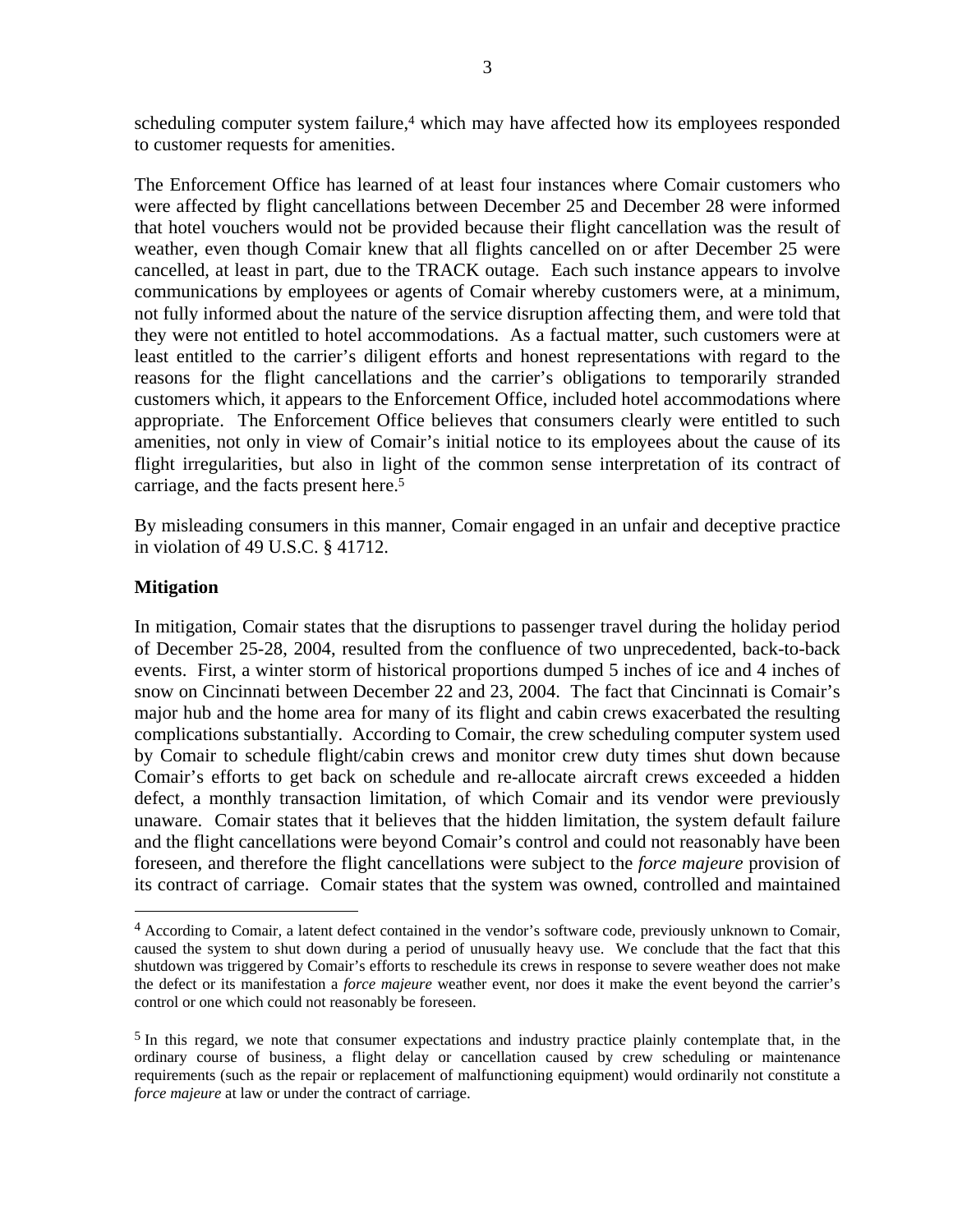scheduling computer system failure,[4] which may have affected how its employees responded to customer requests for amenities.

The Enforcement Office has learned of at least four instances where Comair customers who were affected by flight cancellations between December 25 and December 28 were informed that hotel vouchers would not be provided because their flight cancellation was the result of weather, even though Comair knew that all flights cancelled on or after December 25 were cancelled, at least in part, due to the TRACK outage. Each such instance appears to involve communications by employees or agents of Comair whereby customers were, at a minimum, not fully informed about the nature of the service disruption affecting them, and were told that they were not entitled to hotel accommodations. As a factual matter, such customers were at least entitled to the carrier's diligent efforts and honest representations with regard to the reasons for the flight cancellations and the carrier's obligations to temporarily stranded customers which, it appears to the Enforcement Office, included hotel accommodations where appropriate. The Enforcement Office believes that consumers clearly were entitled to such amenities, not only in view of Comair's initial notice to its employees about the cause of its flight irregularities, but also in light of the common sense interpretation of its contract of carriage, and the facts present here.[5]

By misleading consumers in this manner, Comair engaged in an unfair and deceptive practice in violation of 49 U.S.C. § 41712.

**Mitigation**

In mitigation, Comair states that the disruptions to passenger travel during the holiday period of December 25-28, 2004, resulted from the confluence of two unprecedented, back-to-back events. First, a winter storm of historical proportions dumped 5 inches of ice and 4 inches of snow on Cincinnati between December 22 and 23, 2004. The fact that Cincinnati is Comair's major hub and the home area for many of its flight and cabin crews exacerbated the resulting complications substantially. According to Comair, the crew scheduling computer system used by Comair to schedule flight/cabin crews and monitor crew duty times shut down because Comair's efforts to get back on schedule and re-allocate aircraft crews exceeded a hidden defect, a monthly transaction limitation, of which Comair and its vendor were previously unaware. Comair states that it believes that the hidden limitation, the system default failure and the flight cancellations were beyond Comair's control and could not reasonably have been foreseen, and therefore the flight cancellations were subject to the *force majeure* provision of its contract of carriage. Comair states that the system was owned, controlled and maintained

---

[4] According to Comair, a latent defect contained in the vendor's software code, previously unknown to Comair, caused the system to shut down during a period of unusually heavy use. We conclude that the fact that this shutdown was triggered by Comair's efforts to reschedule its crews in response to severe weather does not make the defect or its manifestation a *force majeure* weather event, nor does it make the event beyond the carrier's control or one which could not reasonably be foreseen.

[5] In this regard, we note that consumer expectations and industry practice plainly contemplate that, in the ordinary course of business, a flight delay or cancellation caused by crew scheduling or maintenance requirements (such as the repair or replacement of malfunctioning equipment) would ordinarily not constitute a *force majeure* at law or under the contract of carriage.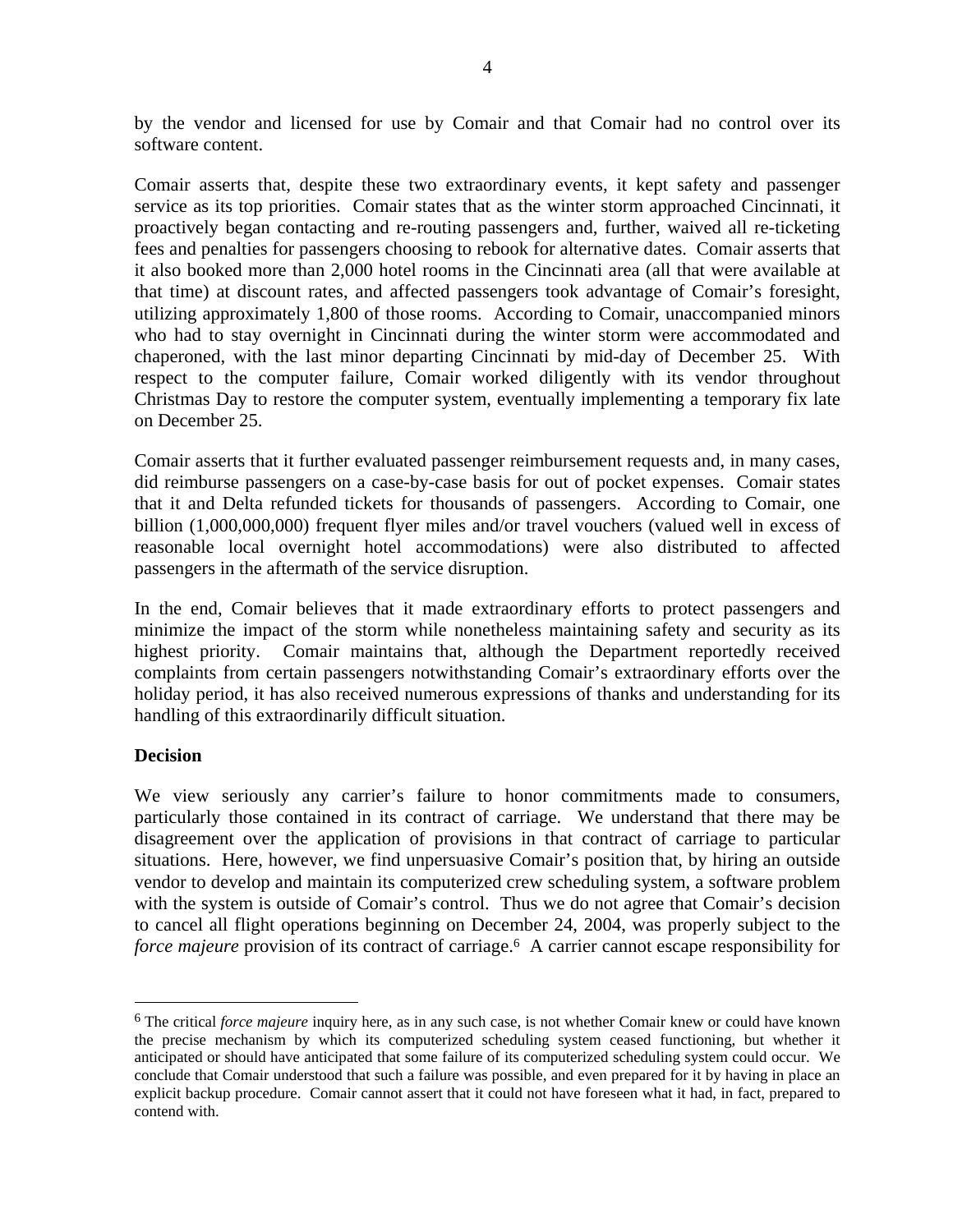by the vendor and licensed for use by Comair and that Comair had no control over its software content.

Comair asserts that, despite these two extraordinary events, it kept safety and passenger service as its top priorities. Comair states that as the winter storm approached Cincinnati, it proactively began contacting and re-routing passengers and, further, waived all re-ticketing fees and penalties for passengers choosing to rebook for alternative dates. Comair asserts that it also booked more than 2,000 hotel rooms in the Cincinnati area (all that were available at that time) at discount rates, and affected passengers took advantage of Comair's foresight, utilizing approximately 1,800 of those rooms. According to Comair, unaccompanied minors who had to stay overnight in Cincinnati during the winter storm were accommodated and chaperoned, with the last minor departing Cincinnati by mid-day of December 25. With respect to the computer failure, Comair worked diligently with its vendor throughout Christmas Day to restore the computer system, eventually implementing a temporary fix late on December 25.

Comair asserts that it further evaluated passenger reimbursement requests and, in many cases, did reimburse passengers on a case-by-case basis for out of pocket expenses. Comair states that it and Delta refunded tickets for thousands of passengers. According to Comair, one billion (1,000,000,000) frequent flyer miles and/or travel vouchers (valued well in excess of reasonable local overnight hotel accommodations) were also distributed to affected passengers in the aftermath of the service disruption.

In the end, Comair believes that it made extraordinary efforts to protect passengers and minimize the impact of the storm while nonetheless maintaining safety and security as its highest priority. Comair maintains that, although the Department reportedly received complaints from certain passengers notwithstanding Comair's extraordinary efforts over the holiday period, it has also received numerous expressions of thanks and understanding for its handling of this extraordinarily difficult situation.

**Decision**

We view seriously any carrier's failure to honor commitments made to consumers, particularly those contained in its contract of carriage. We understand that there may be disagreement over the application of provisions in that contract of carriage to particular situations. Here, however, we find unpersuasive Comair's position that, by hiring an outside vendor to develop and maintain its computerized crew scheduling system, a software problem with the system is outside of Comair's control. Thus we do not agree that Comair's decision to cancel all flight operations beginning on December 24, 2004, was properly subject to the *force majeure* provision of its contract of carriage.[6] A carrier cannot escape responsibility for

[6] The critical *force majeure* inquiry here, as in any such case, is not whether Comair knew or could have known the precise mechanism by which its computerized scheduling system ceased functioning, but whether it anticipated or should have anticipated that some failure of its computerized scheduling system could occur. We conclude that Comair understood that such a failure was possible, and even prepared for it by having in place an explicit backup procedure. Comair cannot assert that it could not have foreseen what it had, in fact, prepared to contend with.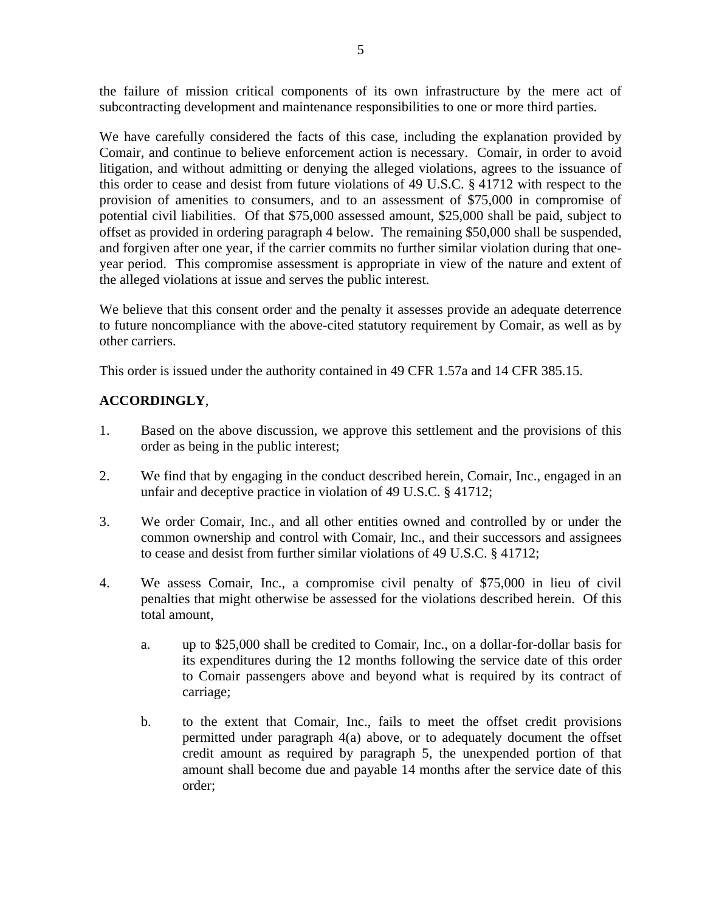the failure of mission critical components of its own infrastructure by the mere act of subcontracting development and maintenance responsibilities to one or more third parties.

We have carefully considered the facts of this case, including the explanation provided by Comair, and continue to believe enforcement action is necessary. Comair, in order to avoid litigation, and without admitting or denying the alleged violations, agrees to the issuance of this order to cease and desist from future violations of 49 U.S.C. § 41712 with respect to the provision of amenities to consumers, and to an assessment of $75,000 in compromise of potential civil liabilities. Of that $75,000 assessed amount, $25,000 shall be paid, subject to offset as provided in ordering paragraph 4 below. The remaining $50,000 shall be suspended, and forgiven after one year, if the carrier commits no further similar violation during that one-year period. This compromise assessment is appropriate in view of the nature and extent of the alleged violations at issue and serves the public interest.

We believe that this consent order and the penalty it assesses provide an adequate deterrence to future noncompliance with the above-cited statutory requirement by Comair, as well as by other carriers.

This order is issued under the authority contained in 49 CFR 1.57a and 14 CFR 385.15.

**ACCORDINGLY**,

1. Based on the above discussion, we approve this settlement and the provisions of this order as being in the public interest;

2. We find that by engaging in the conduct described herein, Comair, Inc., engaged in an unfair and deceptive practice in violation of 49 U.S.C. § 41712;

3. We order Comair, Inc., and all other entities owned and controlled by or under the common ownership and control with Comair, Inc., and their successors and assignees to cease and desist from further similar violations of 49 U.S.C. § 41712;

4. We assess Comair, Inc., a compromise civil penalty of $75,000 in lieu of civil penalties that might otherwise be assessed for the violations described herein. Of this total amount,

   a. up to $25,000 shall be credited to Comair, Inc., on a dollar-for-dollar basis for its expenditures during the 12 months following the service date of this order to Comair passengers above and beyond what is required by its contract of carriage;

   b. to the extent that Comair, Inc., fails to meet the offset credit provisions permitted under paragraph 4(a) above, or to adequately document the offset credit amount as required by paragraph 5, the unexpended portion of that amount shall become due and payable 14 months after the service date of this order;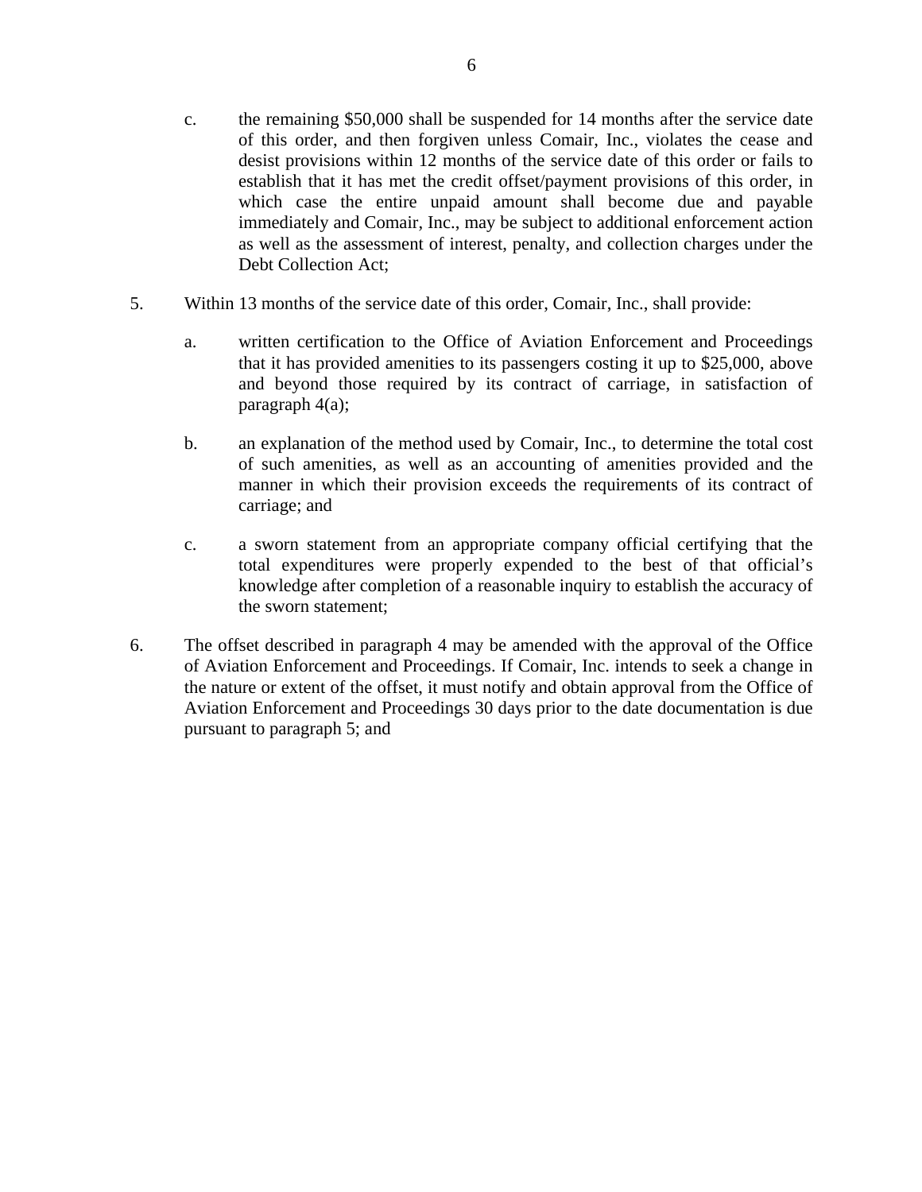c. the remaining $50,000 shall be suspended for 14 months after the service date of this order, and then forgiven unless Comair, Inc., violates the cease and desist provisions within 12 months of the service date of this order or fails to establish that it has met the credit offset/payment provisions of this order, in which case the entire unpaid amount shall become due and payable immediately and Comair, Inc., may be subject to additional enforcement action as well as the assessment of interest, penalty, and collection charges under the Debt Collection Act;

5. Within 13 months of the service date of this order, Comair, Inc., shall provide:

   a. written certification to the Office of Aviation Enforcement and Proceedings that it has provided amenities to its passengers costing it up to $25,000, above and beyond those required by its contract of carriage, in satisfaction of paragraph 4(a);

   b. an explanation of the method used by Comair, Inc., to determine the total cost of such amenities, as well as an accounting of amenities provided and the manner in which their provision exceeds the requirements of its contract of carriage; and

   c. a sworn statement from an appropriate company official certifying that the total expenditures were properly expended to the best of that official's knowledge after completion of a reasonable inquiry to establish the accuracy of the sworn statement;

6. The offset described in paragraph 4 may be amended with the approval of the Office of Aviation Enforcement and Proceedings. If Comair, Inc. intends to seek a change in the nature or extent of the offset, it must notify and obtain approval from the Office of Aviation Enforcement and Proceedings 30 days prior to the date documentation is due pursuant to paragraph 5; and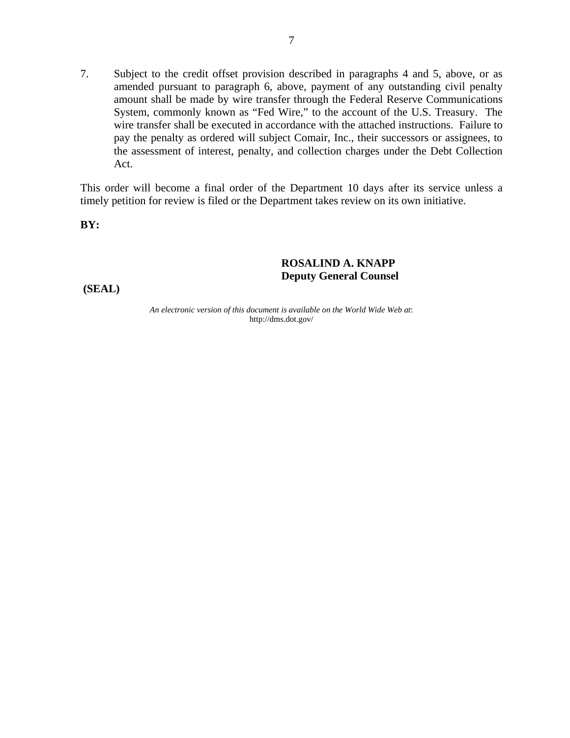7. Subject to the credit offset provision described in paragraphs 4 and 5, above, or as amended pursuant to paragraph 6, above, payment of any outstanding civil penalty amount shall be made by wire transfer through the Federal Reserve Communications System, commonly known as "Fed Wire," to the account of the U.S. Treasury. The wire transfer shall be executed in accordance with the attached instructions. Failure to pay the penalty as ordered will subject Comair, Inc., their successors or assignees, to the assessment of interest, penalty, and collection charges under the Debt Collection Act.

This order will become a final order of the Department 10 days after its service unless a timely petition for review is filed or the Department takes review on its own initiative.

**BY:**

**ROSALIND A. KNAPP**
**Deputy General Counsel**

**(SEAL)**

*An electronic version of this document is available on the World Wide Web at*:
http://dms.dot.gov/